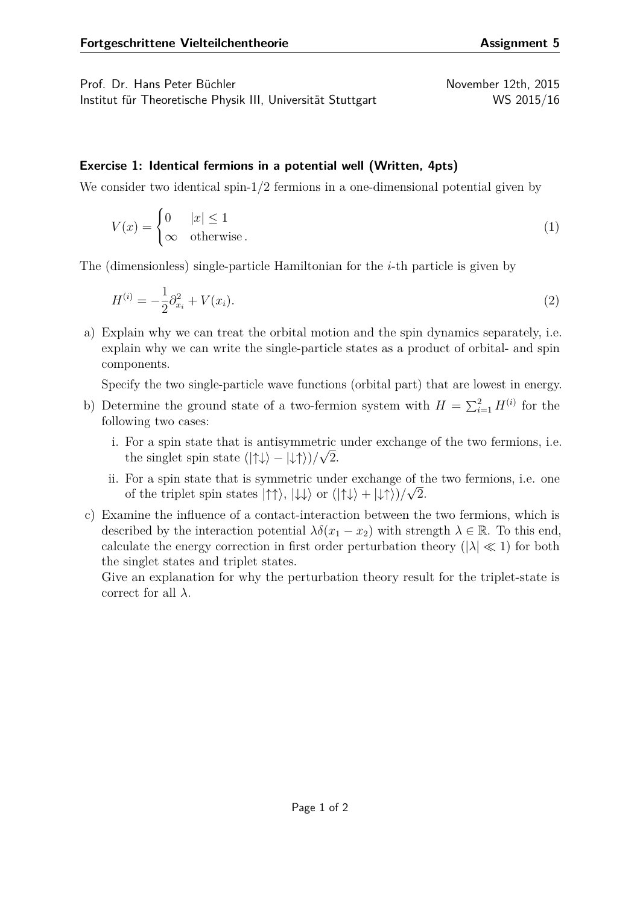**Fortgeschrittene Vielteilchentheorie** **Assignment 5**

Prof. Dr. Hans Peter Büchler November 12th, 2015
Institut für Theoretische Physik III, Universität Stuttgart WS 2015/16

### Exercise 1: Identical fermions in a potential well (Written, 4pts)

We consider two identical spin-1/2 fermions in a one-dimensional potential given by

$$V(x) = \begin{cases} 0 & |x| \leq 1 \\ \infty & \text{otherwise}. \end{cases} \tag{1}$$

The (dimensionless) single-particle Hamiltonian for the $i$-th particle is given by

$$H^{(i)} = -\frac{1}{2}\partial_{x_i}^2 + V(x_i). \tag{2}$$

a) Explain why we can treat the orbital motion and the spin dynamics separately, i.e. explain why we can write the single-particle states as a product of orbital- and spin components.

   Specify the two single-particle wave functions (orbital part) that are lowest in energy.

b) Determine the ground state of a two-fermion system with $H = \sum_{i=1}^{2} H^{(i)}$ for the following two cases:

   i. For a spin state that is antisymmetric under exchange of the two fermions, i.e. the singlet spin state $(|\uparrow\downarrow\rangle - |\downarrow\uparrow\rangle)/\sqrt{2}$.

   ii. For a spin state that is symmetric under exchange of the two fermions, i.e. one of the triplet spin states $|\uparrow\uparrow\rangle$, $|\downarrow\downarrow\rangle$ or $(|\uparrow\downarrow\rangle + |\downarrow\uparrow\rangle)/\sqrt{2}$.

c) Examine the influence of a contact-interaction between the two fermions, which is described by the interaction potential $\lambda\delta(x_1 - x_2)$ with strength $\lambda \in \mathbb{R}$. To this end, calculate the energy correction in first order perturbation theory ($|\lambda| \ll 1$) for both the singlet states and triplet states.

   Give an explanation for why the perturbation theory result for the triplet-state is correct for all $\lambda$.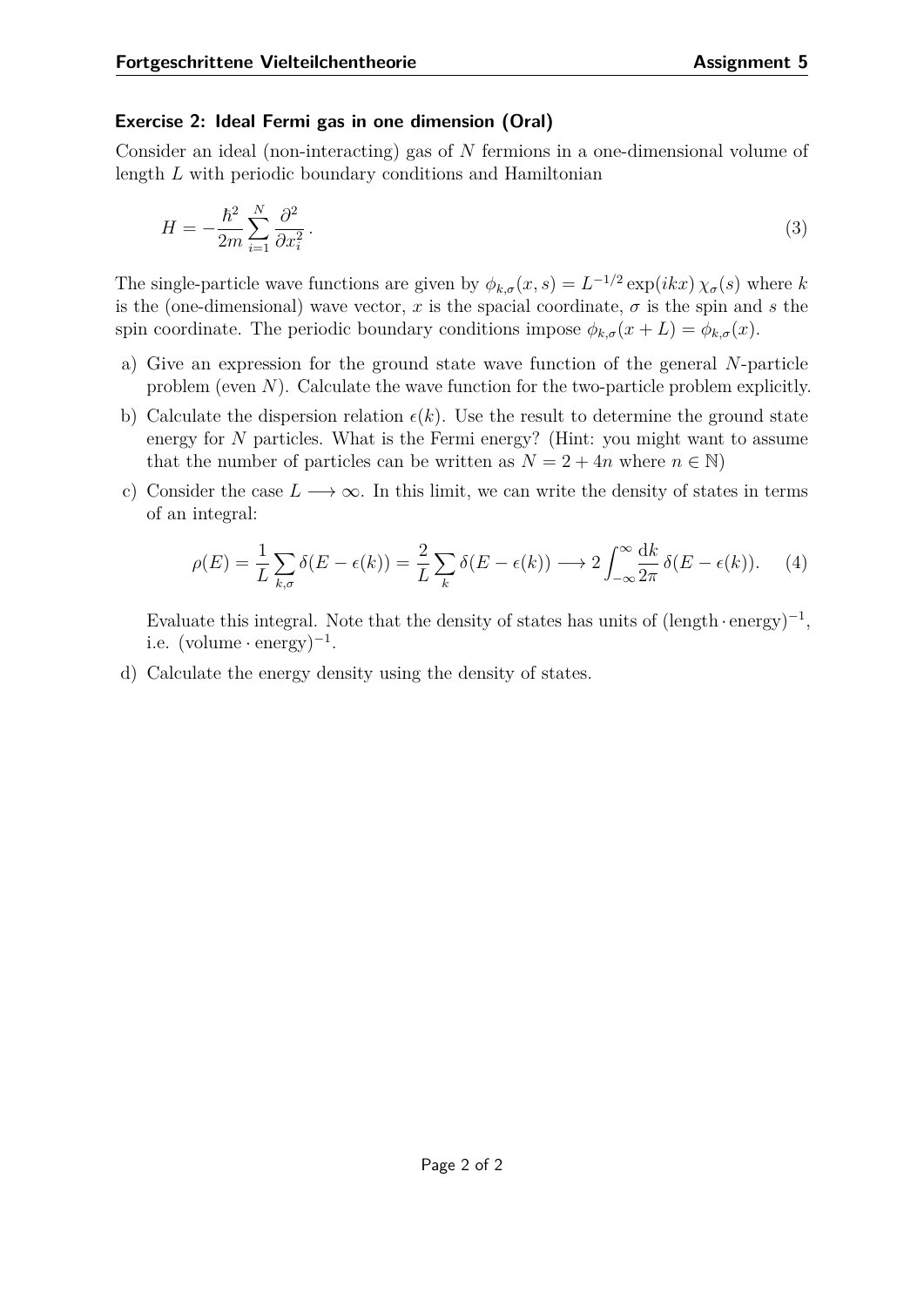### Exercise 2: Ideal Fermi gas in one dimension (Oral)

Consider an ideal (non-interacting) gas of $N$ fermions in a one-dimensional volume of length $L$ with periodic boundary conditions and Hamiltonian

$$H = -\frac{\hbar^2}{2m}\sum_{i=1}^{N}\frac{\partial^2}{\partial x_i^2}\,. \tag{3}$$

The single-particle wave functions are given by $\phi_{k,\sigma}(x,s) = L^{-1/2}\exp(ikx)\,\chi_\sigma(s)$ where $k$ is the (one-dimensional) wave vector, $x$ is the spacial coordinate, $\sigma$ is the spin and $s$ the spin coordinate. The periodic boundary conditions impose $\phi_{k,\sigma}(x+L) = \phi_{k,\sigma}(x)$.

a) Give an expression for the ground state wave function of the general $N$-particle problem (even $N$). Calculate the wave function for the two-particle problem explicitly.

b) Calculate the dispersion relation $\epsilon(k)$. Use the result to determine the ground state energy for $N$ particles. What is the Fermi energy? (Hint: you might want to assume that the number of particles can be written as $N = 2 + 4n$ where $n \in \mathbb{N}$)

c) Consider the case $L \longrightarrow \infty$. In this limit, we can write the density of states in terms of an integral:

$$\rho(E) = \frac{1}{L}\sum_{k,\sigma}\delta(E-\epsilon(k)) = \frac{2}{L}\sum_{k}\delta(E-\epsilon(k)) \longrightarrow 2\int_{-\infty}^{\infty}\frac{\mathrm{d}k}{2\pi}\,\delta(E-\epsilon(k)). \tag{4}$$

Evaluate this integral. Note that the density of states has units of $(\text{length}\cdot\text{energy})^{-1}$, i.e. $(\text{volume}\cdot\text{energy})^{-1}$.

d) Calculate the energy density using the density of states.